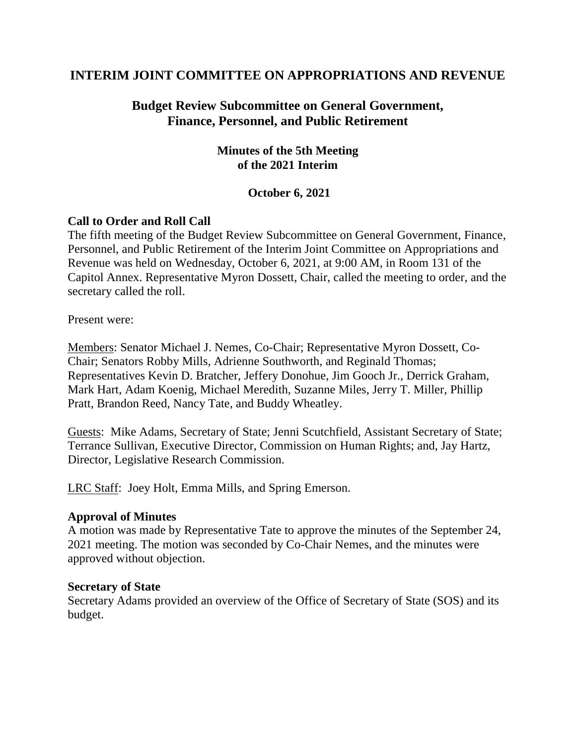# INTERIM JOINT COMMITTEE ON APPROPRIATIONS AND REVENUE

## Budget Review Subcommittee on General Government, Finance, Personnel, and Public Retirement

### Minutes of the 5th Meeting of the 2021 Interim

### October 6, 2021

**Call to Order and Roll Call**

The fifth meeting of the Budget Review Subcommittee on General Government, Finance, Personnel, and Public Retirement of the Interim Joint Committee on Appropriations and Revenue was held on Wednesday, October 6, 2021, at 9:00 AM, in Room 131 of the Capitol Annex. Representative Myron Dossett, Chair, called the meeting to order, and the secretary called the roll.

Present were:

Members: Senator Michael J. Nemes, Co-Chair; Representative Myron Dossett, Co-Chair; Senators Robby Mills, Adrienne Southworth, and Reginald Thomas; Representatives Kevin D. Bratcher, Jeffery Donohue, Jim Gooch Jr., Derrick Graham, Mark Hart, Adam Koenig, Michael Meredith, Suzanne Miles, Jerry T. Miller, Phillip Pratt, Brandon Reed, Nancy Tate, and Buddy Wheatley.

Guests: Mike Adams, Secretary of State; Jenni Scutchfield, Assistant Secretary of State; Terrance Sullivan, Executive Director, Commission on Human Rights; and, Jay Hartz, Director, Legislative Research Commission.

LRC Staff: Joey Holt, Emma Mills, and Spring Emerson.

**Approval of Minutes**

A motion was made by Representative Tate to approve the minutes of the September 24, 2021 meeting. The motion was seconded by Co-Chair Nemes, and the minutes were approved without objection.

**Secretary of State**

Secretary Adams provided an overview of the Office of Secretary of State (SOS) and its budget.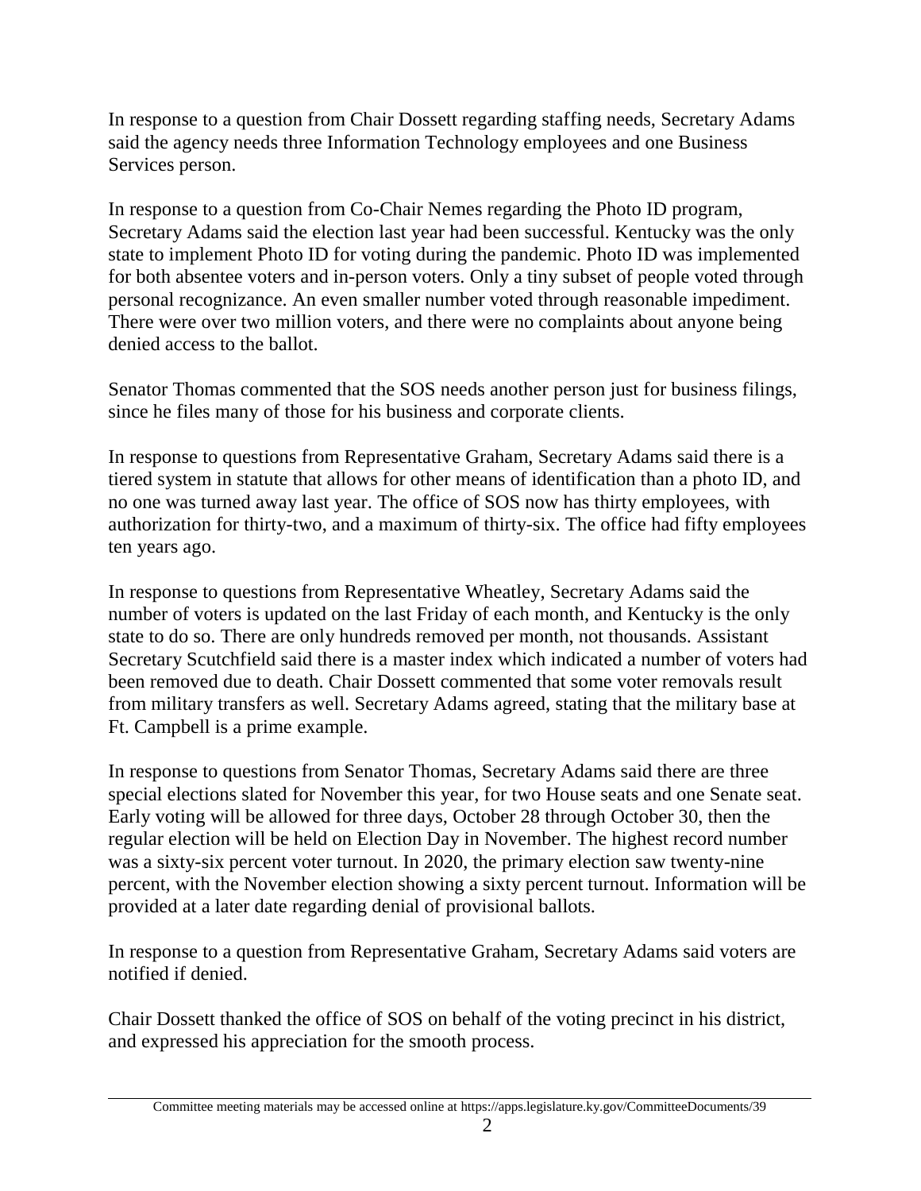In response to a question from Chair Dossett regarding staffing needs, Secretary Adams said the agency needs three Information Technology employees and one Business Services person.

In response to a question from Co-Chair Nemes regarding the Photo ID program, Secretary Adams said the election last year had been successful. Kentucky was the only state to implement Photo ID for voting during the pandemic. Photo ID was implemented for both absentee voters and in-person voters. Only a tiny subset of people voted through personal recognizance. An even smaller number voted through reasonable impediment. There were over two million voters, and there were no complaints about anyone being denied access to the ballot.

Senator Thomas commented that the SOS needs another person just for business filings, since he files many of those for his business and corporate clients.

In response to questions from Representative Graham, Secretary Adams said there is a tiered system in statute that allows for other means of identification than a photo ID, and no one was turned away last year. The office of SOS now has thirty employees, with authorization for thirty-two, and a maximum of thirty-six. The office had fifty employees ten years ago.

In response to questions from Representative Wheatley, Secretary Adams said the number of voters is updated on the last Friday of each month, and Kentucky is the only state to do so. There are only hundreds removed per month, not thousands. Assistant Secretary Scutchfield said there is a master index which indicated a number of voters had been removed due to death. Chair Dossett commented that some voter removals result from military transfers as well. Secretary Adams agreed, stating that the military base at Ft. Campbell is a prime example.

In response to questions from Senator Thomas, Secretary Adams said there are three special elections slated for November this year, for two House seats and one Senate seat. Early voting will be allowed for three days, October 28 through October 30, then the regular election will be held on Election Day in November. The highest record number was a sixty-six percent voter turnout. In 2020, the primary election saw twenty-nine percent, with the November election showing a sixty percent turnout. Information will be provided at a later date regarding denial of provisional ballots.

In response to a question from Representative Graham, Secretary Adams said voters are notified if denied.

Chair Dossett thanked the office of SOS on behalf of the voting precinct in his district, and expressed his appreciation for the smooth process.

Committee meeting materials may be accessed online at https://apps.legislature.ky.gov/CommitteeDocuments/39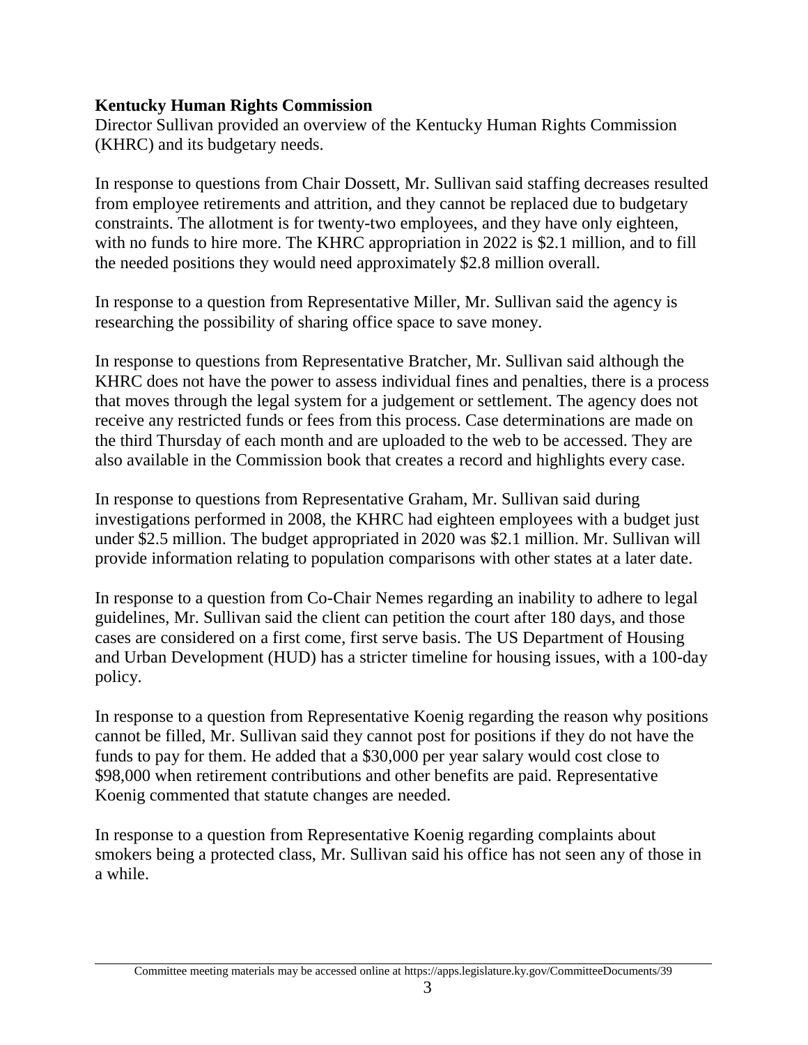**Kentucky Human Rights Commission**

Director Sullivan provided an overview of the Kentucky Human Rights Commission (KHRC) and its budgetary needs.

In response to questions from Chair Dossett, Mr. Sullivan said staffing decreases resulted from employee retirements and attrition, and they cannot be replaced due to budgetary constraints. The allotment is for twenty-two employees, and they have only eighteen, with no funds to hire more. The KHRC appropriation in 2022 is $2.1 million, and to fill the needed positions they would need approximately $2.8 million overall.

In response to a question from Representative Miller, Mr. Sullivan said the agency is researching the possibility of sharing office space to save money.

In response to questions from Representative Bratcher, Mr. Sullivan said although the KHRC does not have the power to assess individual fines and penalties, there is a process that moves through the legal system for a judgement or settlement. The agency does not receive any restricted funds or fees from this process. Case determinations are made on the third Thursday of each month and are uploaded to the web to be accessed. They are also available in the Commission book that creates a record and highlights every case.

In response to questions from Representative Graham, Mr. Sullivan said during investigations performed in 2008, the KHRC had eighteen employees with a budget just under $2.5 million. The budget appropriated in 2020 was $2.1 million. Mr. Sullivan will provide information relating to population comparisons with other states at a later date.

In response to a question from Co-Chair Nemes regarding an inability to adhere to legal guidelines, Mr. Sullivan said the client can petition the court after 180 days, and those cases are considered on a first come, first serve basis. The US Department of Housing and Urban Development (HUD) has a stricter timeline for housing issues, with a 100-day policy.

In response to a question from Representative Koenig regarding the reason why positions cannot be filled, Mr. Sullivan said they cannot post for positions if they do not have the funds to pay for them. He added that a $30,000 per year salary would cost close to $98,000 when retirement contributions and other benefits are paid. Representative Koenig commented that statute changes are needed.

In response to a question from Representative Koenig regarding complaints about smokers being a protected class, Mr. Sullivan said his office has not seen any of those in a while.

Committee meeting materials may be accessed online at https://apps.legislature.ky.gov/CommitteeDocuments/39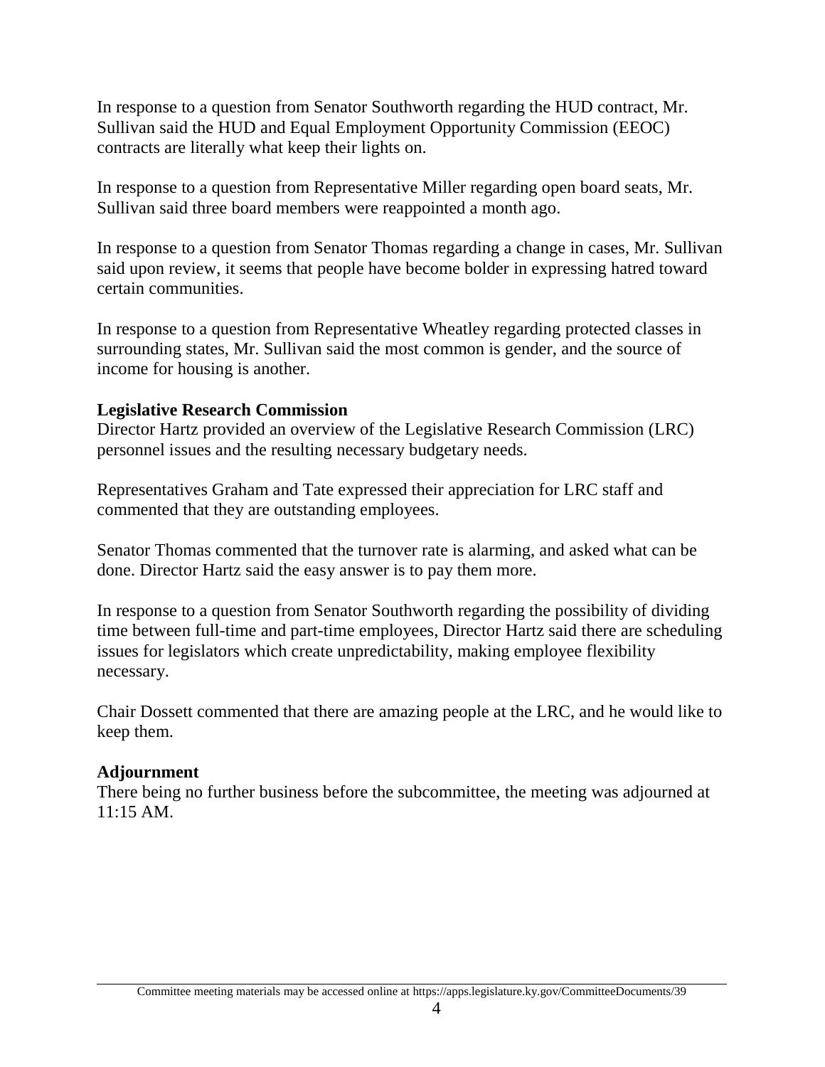In response to a question from Senator Southworth regarding the HUD contract, Mr. Sullivan said the HUD and Equal Employment Opportunity Commission (EEOC) contracts are literally what keep their lights on.

In response to a question from Representative Miller regarding open board seats, Mr. Sullivan said three board members were reappointed a month ago.

In response to a question from Senator Thomas regarding a change in cases, Mr. Sullivan said upon review, it seems that people have become bolder in expressing hatred toward certain communities.

In response to a question from Representative Wheatley regarding protected classes in surrounding states, Mr. Sullivan said the most common is gender, and the source of income for housing is another.

**Legislative Research Commission**

Director Hartz provided an overview of the Legislative Research Commission (LRC) personnel issues and the resulting necessary budgetary needs.

Representatives Graham and Tate expressed their appreciation for LRC staff and commented that they are outstanding employees.

Senator Thomas commented that the turnover rate is alarming, and asked what can be done. Director Hartz said the easy answer is to pay them more.

In response to a question from Senator Southworth regarding the possibility of dividing time between full-time and part-time employees, Director Hartz said there are scheduling issues for legislators which create unpredictability, making employee flexibility necessary.

Chair Dossett commented that there are amazing people at the LRC, and he would like to keep them.

**Adjournment**

There being no further business before the subcommittee, the meeting was adjourned at 11:15 AM.